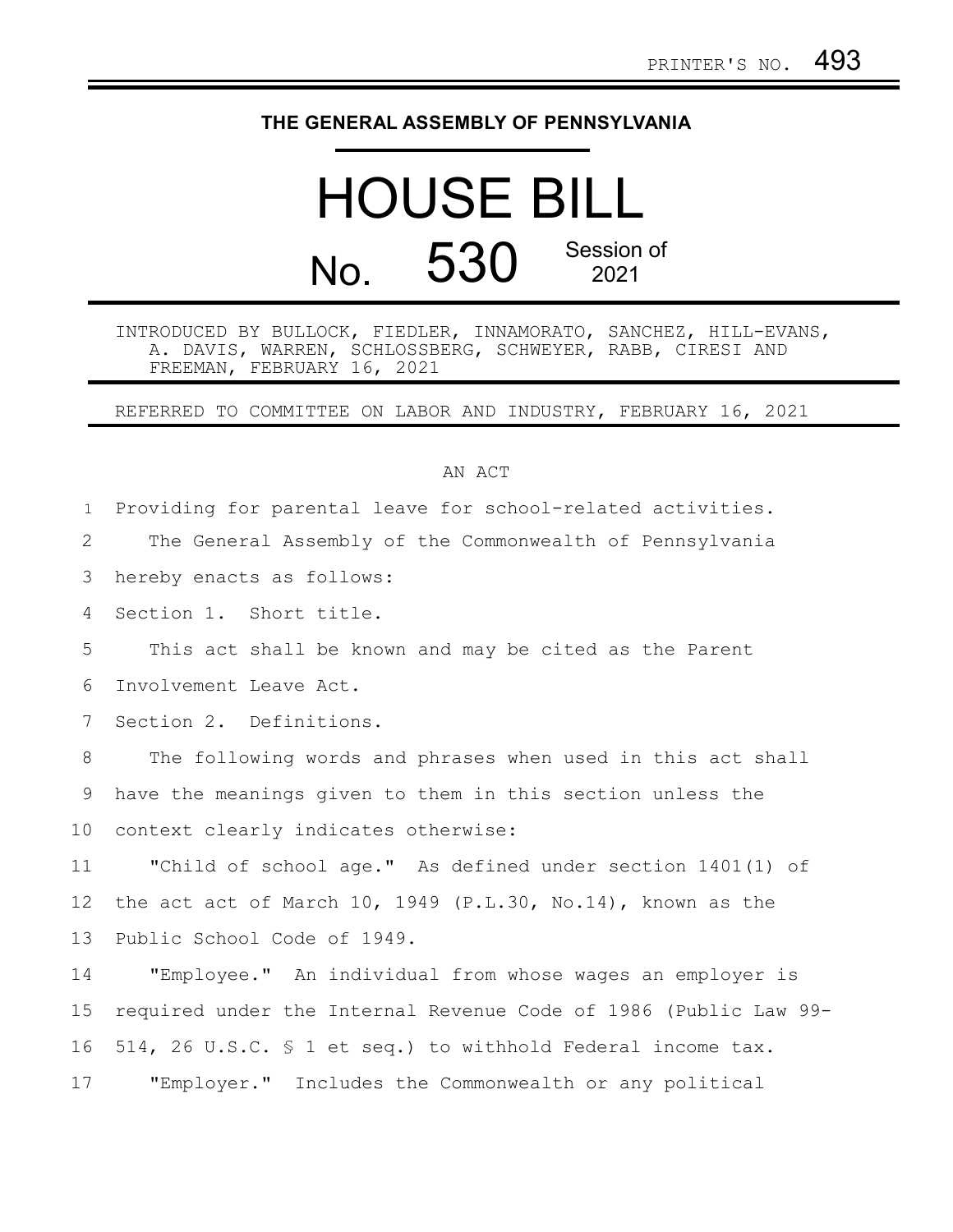PRINTER'S NO. 493

# THE GENERAL ASSEMBLY OF PENNSYLVANIA

# HOUSE BILL

## No. 530 Session of 2021

INTRODUCED BY BULLOCK, FIEDLER, INNAMORATO, SANCHEZ, HILL-EVANS, A. DAVIS, WARREN, SCHLOSSBERG, SCHWEYER, RABB, CIRESI AND FREEMAN, FEBRUARY 16, 2021

REFERRED TO COMMITTEE ON LABOR AND INDUSTRY, FEBRUARY 16, 2021

AN ACT

Providing for parental leave for school-related activities.

The General Assembly of the Commonwealth of Pennsylvania hereby enacts as follows:

Section 1. Short title.

This act shall be known and may be cited as the Parent Involvement Leave Act.

Section 2. Definitions.

The following words and phrases when used in this act shall have the meanings given to them in this section unless the context clearly indicates otherwise:

"Child of school age." As defined under section 1401(1) of the act act of March 10, 1949 (P.L.30, No.14), known as the Public School Code of 1949.

"Employee." An individual from whose wages an employer is required under the Internal Revenue Code of 1986 (Public Law 99-514, 26 U.S.C. § 1 et seq.) to withhold Federal income tax.

"Employer." Includes the Commonwealth or any political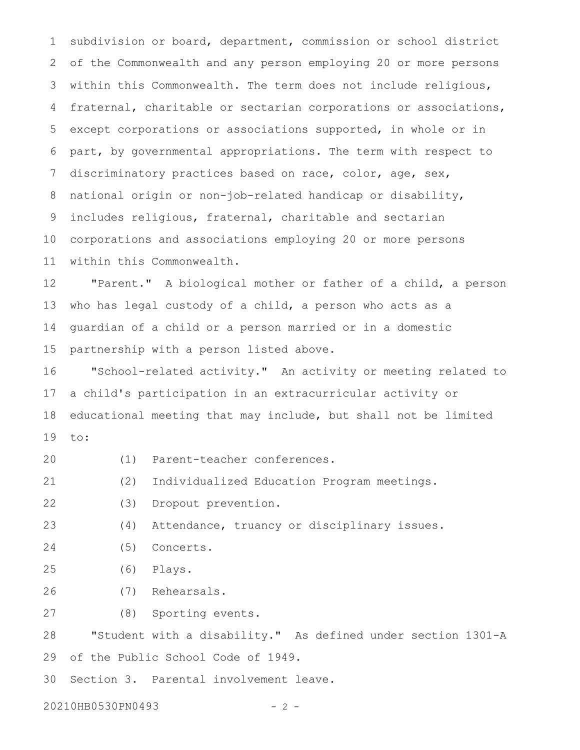subdivision or board, department, commission or school district of the Commonwealth and any person employing 20 or more persons within this Commonwealth. The term does not include religious, fraternal, charitable or sectarian corporations or associations, except corporations or associations supported, in whole or in part, by governmental appropriations. The term with respect to discriminatory practices based on race, color, age, sex, national origin or non-job-related handicap or disability, includes religious, fraternal, charitable and sectarian corporations and associations employing 20 or more persons within this Commonwealth.

"Parent." A biological mother or father of a child, a person who has legal custody of a child, a person who acts as a guardian of a child or a person married or in a domestic partnership with a person listed above.

"School-related activity." An activity or meeting related to a child's participation in an extracurricular activity or educational meeting that may include, but shall not be limited to:

(1) Parent-teacher conferences.

(2) Individualized Education Program meetings.

(3) Dropout prevention.

(4) Attendance, truancy or disciplinary issues.

(5) Concerts.

(6) Plays.

(7) Rehearsals.

(8) Sporting events.

"Student with a disability." As defined under section 1301-A of the Public School Code of 1949.

Section 3. Parental involvement leave.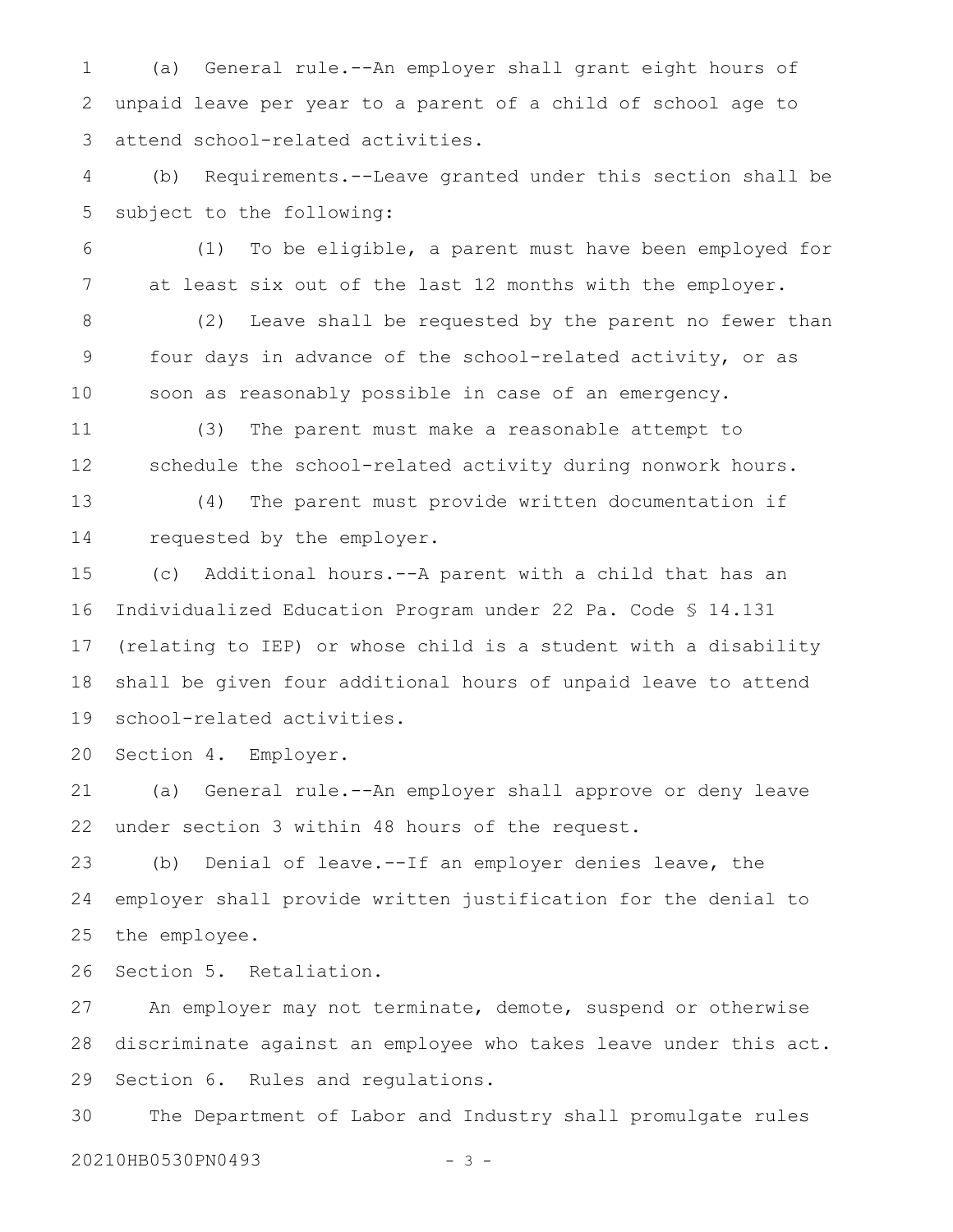(a) General rule.--An employer shall grant eight hours of unpaid leave per year to a parent of a child of school age to attend school-related activities.

(b) Requirements.--Leave granted under this section shall be subject to the following:

(1) To be eligible, a parent must have been employed for at least six out of the last 12 months with the employer.

(2) Leave shall be requested by the parent no fewer than four days in advance of the school-related activity, or as soon as reasonably possible in case of an emergency.

(3) The parent must make a reasonable attempt to schedule the school-related activity during nonwork hours.

(4) The parent must provide written documentation if requested by the employer.

(c) Additional hours.--A parent with a child that has an Individualized Education Program under 22 Pa. Code § 14.131 (relating to IEP) or whose child is a student with a disability shall be given four additional hours of unpaid leave to attend school-related activities.

Section 4. Employer.

(a) General rule.--An employer shall approve or deny leave under section 3 within 48 hours of the request.

(b) Denial of leave.--If an employer denies leave, the employer shall provide written justification for the denial to the employee.

Section 5. Retaliation.

An employer may not terminate, demote, suspend or otherwise discriminate against an employee who takes leave under this act.

Section 6. Rules and regulations.

The Department of Labor and Industry shall promulgate rules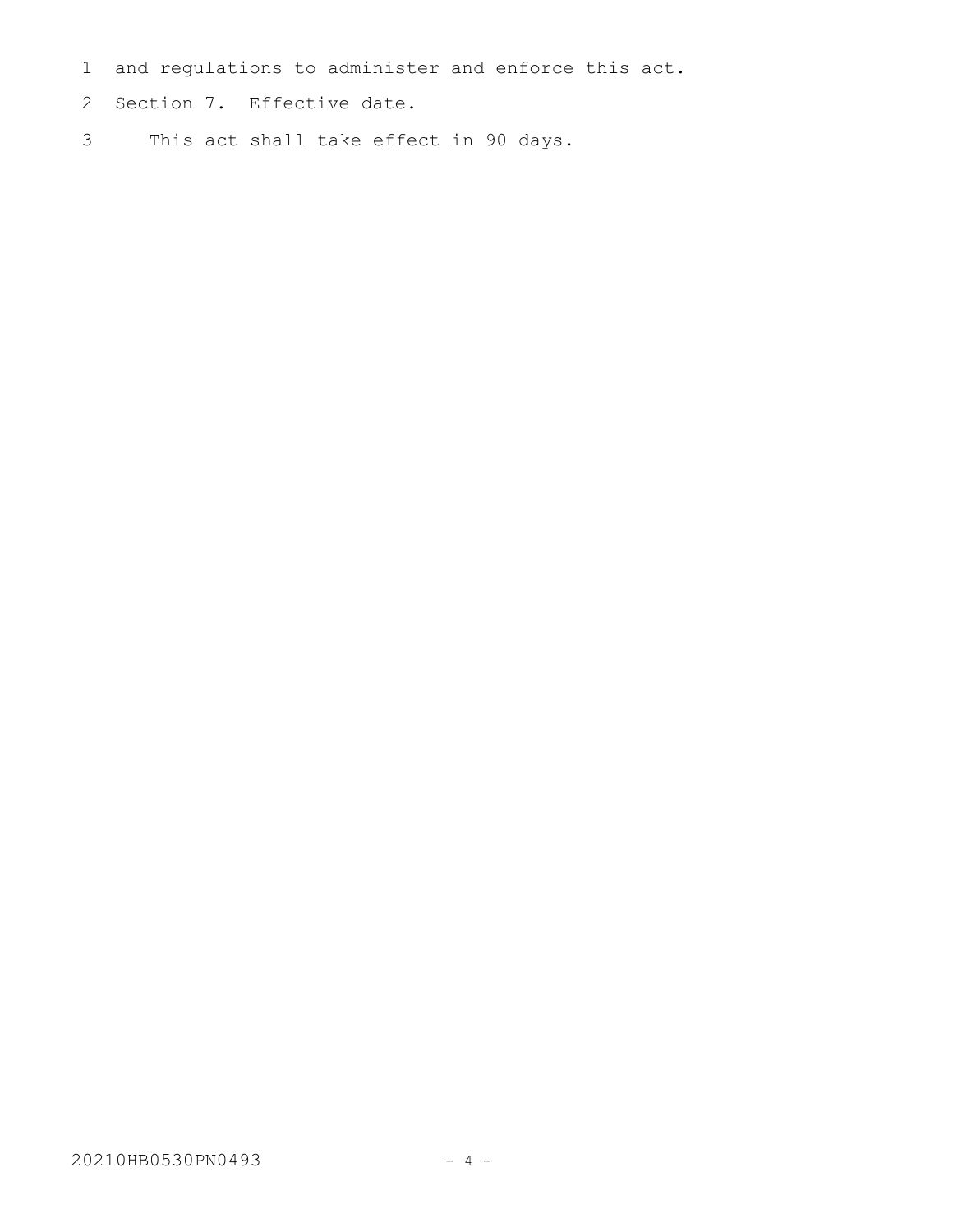and regulations to administer and enforce this act.

Section 7. Effective date.

This act shall take effect in 90 days.